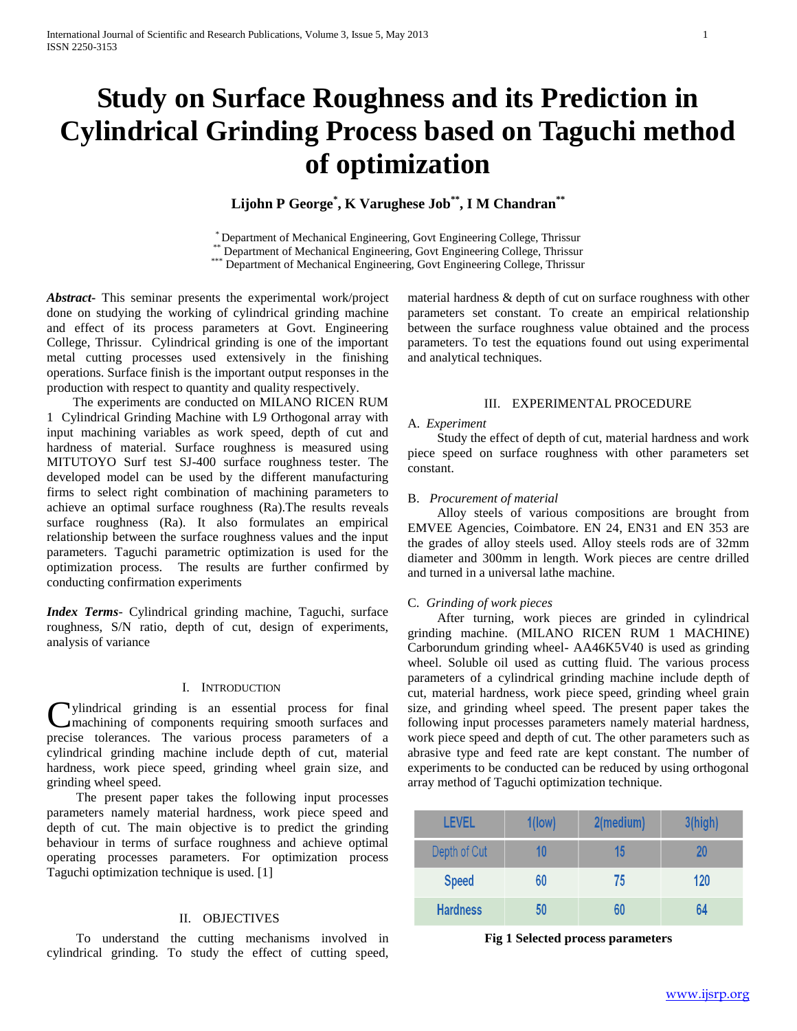# Study on Surface Roughness and its Prediction in Cylindrical Grinding Process based on Taguchi method of optimization

**Lijohn P George[*], K Varughese Job[**], I M Chandran[**]**

[*] Department of Mechanical Engineering, Govt Engineering College, Thrissur
[**] Department of Mechanical Engineering, Govt Engineering College, Thrissur
[***] Department of Mechanical Engineering, Govt Engineering College, Thrissur

***Abstract***- This seminar presents the experimental work/project done on studying the working of cylindrical grinding machine and effect of its process parameters at Govt. Engineering College, Thrissur. Cylindrical grinding is one of the important metal cutting processes used extensively in the finishing operations. Surface finish is the important output responses in the production with respect to quantity and quality respectively.

The experiments are conducted on MILANO RICEN RUM 1 Cylindrical Grinding Machine with L9 Orthogonal array with input machining variables as work speed, depth of cut and hardness of material. Surface roughness is measured using MITUTOYO Surf test SJ-400 surface roughness tester. The developed model can be used by the different manufacturing firms to select right combination of machining parameters to achieve an optimal surface roughness (Ra).The results reveals surface roughness (Ra). It also formulates an empirical relationship between the surface roughness values and the input parameters. Taguchi parametric optimization is used for the optimization process. The results are further confirmed by conducting confirmation experiments

***Index Terms***- Cylindrical grinding machine, Taguchi, surface roughness, S/N ratio, depth of cut, design of experiments, analysis of variance

## I. Introduction

Cylindrical grinding is an essential process for final machining of components requiring smooth surfaces and precise tolerances. The various process parameters of a cylindrical grinding machine include depth of cut, material hardness, work piece speed, grinding wheel grain size, and grinding wheel speed.

The present paper takes the following input processes parameters namely material hardness, work piece speed and depth of cut. The main objective is to predict the grinding behaviour in terms of surface roughness and achieve optimal operating processes parameters. For optimization process Taguchi optimization technique is used. [1]

## II. Objectives

To understand the cutting mechanisms involved in cylindrical grinding. To study the effect of cutting speed, material hardness & depth of cut on surface roughness with other parameters set constant. To create an empirical relationship between the surface roughness value obtained and the process parameters. To test the equations found out using experimental and analytical techniques.

## III. Experimental Procedure

### A. *Experiment*

Study the effect of depth of cut, material hardness and work piece speed on surface roughness with other parameters set constant.

### B. *Procurement of material*

Alloy steels of various compositions are brought from EMVEE Agencies, Coimbatore. EN 24, EN31 and EN 353 are the grades of alloy steels used. Alloy steels rods are of 32mm diameter and 300mm in length. Work pieces are centre drilled and turned in a universal lathe machine.

### C. *Grinding of work pieces*

After turning, work pieces are grinded in cylindrical grinding machine. (MILANO RICEN RUM 1 MACHINE) Carborundum grinding wheel- AA46K5V40 is used as grinding wheel. Soluble oil used as cutting fluid. The various process parameters of a cylindrical grinding machine include depth of cut, material hardness, work piece speed, grinding wheel grain size, and grinding wheel speed. The present paper takes the following input processes parameters namely material hardness, work piece speed and depth of cut. The other parameters such as abrasive type and feed rate are kept constant. The number of experiments to be conducted can be reduced by using orthogonal array method of Taguchi optimization technique.

| LEVEL | 1(low) | 2(medium) | 3(high) |
|---|---|---|---|
| Depth of Cut | 10 | 15 | 20 |
| Speed | 60 | 75 | 120 |
| Hardness | 50 | 60 | 64 |

**Fig 1 Selected process parameters**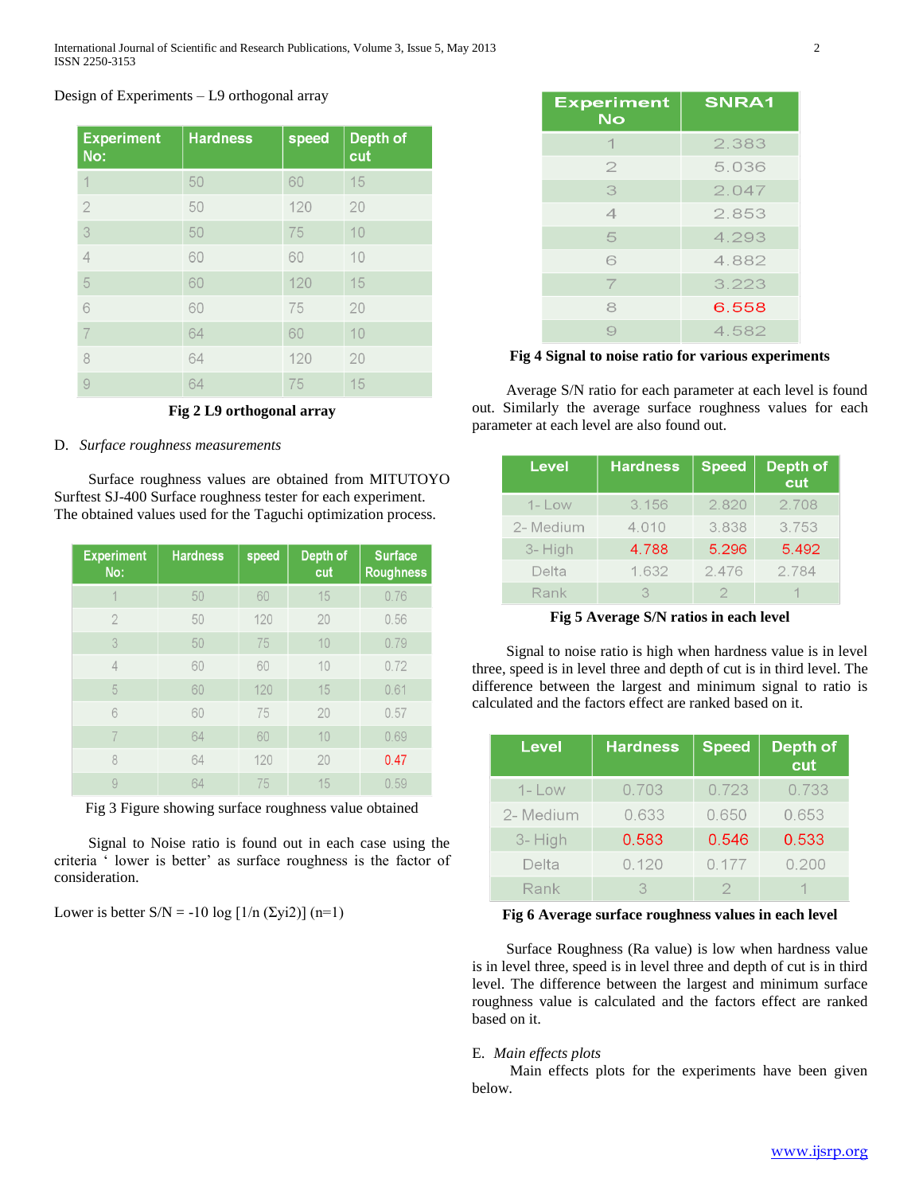Design of Experiments – L9 orthogonal array

| Experiment No: | Hardness | speed | Depth of cut |
|---|---|---|---|
| 1 | 50 | 60 | 15 |
| 2 | 50 | 120 | 20 |
| 3 | 50 | 75 | 10 |
| 4 | 60 | 60 | 10 |
| 5 | 60 | 120 | 15 |
| 6 | 60 | 75 | 20 |
| 7 | 64 | 60 | 10 |
| 8 | 64 | 120 | 20 |
| 9 | 64 | 75 | 15 |

**Fig 2 L9 orthogonal array**

## D. *Surface roughness measurements*

Surface roughness values are obtained from MITUTOYO Surftest SJ-400 Surface roughness tester for each experiment. The obtained values used for the Taguchi optimization process.

| Experiment No: | Hardness | speed | Depth of cut | Surface Roughness |
|---|---|---|---|---|
| 1 | 50 | 60 | 15 | 0.76 |
| 2 | 50 | 120 | 20 | 0.56 |
| 3 | 50 | 75 | 10 | 0.79 |
| 4 | 60 | 60 | 10 | 0.72 |
| 5 | 60 | 120 | 15 | 0.61 |
| 6 | 60 | 75 | 20 | 0.57 |
| 7 | 64 | 60 | 10 | 0.69 |
| 8 | 64 | 120 | 20 | 0.47 |
| 9 | 64 | 75 | 15 | 0.59 |

Fig 3 Figure showing surface roughness value obtained

Signal to Noise ratio is found out in each case using the criteria ' lower is better' as surface roughness is the factor of consideration.

Lower is better S/N = $-10 \log [1/n (\Sigma yi2)]$ (n=1)

| Experiment No | SNRA1 |
|---|---|
| 1 | 2.383 |
| 2 | 5.036 |
| 3 | 2.047 |
| 4 | 2.853 |
| 5 | 4.293 |
| 6 | 4.882 |
| 7 | 3.223 |
| 8 | 6.558 |
| 9 | 4.582 |

**Fig 4 Signal to noise ratio for various experiments**

Average S/N ratio for each parameter at each level is found out. Similarly the average surface roughness values for each parameter at each level are also found out.

| Level | Hardness | Speed | Depth of cut |
|---|---|---|---|
| 1- Low | 3.156 | 2.820 | 2.708 |
| 2- Medium | 4.010 | 3.838 | 3.753 |
| 3- High | 4.788 | 5.296 | 5.492 |
| Delta | 1.632 | 2.476 | 2.784 |
| Rank | 3 | 2 | 1 |

**Fig 5 Average S/N ratios in each level**

Signal to noise ratio is high when hardness value is in level three, speed is in level three and depth of cut is in third level. The difference between the largest and minimum signal to ratio is calculated and the factors effect are ranked based on it.

| Level | Hardness | Speed | Depth of cut |
|---|---|---|---|
| 1- Low | 0.703 | 0.723 | 0.733 |
| 2- Medium | 0.633 | 0.650 | 0.653 |
| 3- High | 0.583 | 0.546 | 0.533 |
| Delta | 0.120 | 0.177 | 0.200 |
| Rank | 3 | 2 | 1 |

**Fig 6 Average surface roughness values in each level**

Surface Roughness (Ra value) is low when hardness value is in level three, speed is in level three and depth of cut is in third level. The difference between the largest and minimum surface roughness value is calculated and the factors effect are ranked based on it.

## E. *Main effects plots*

Main effects plots for the experiments have been given below.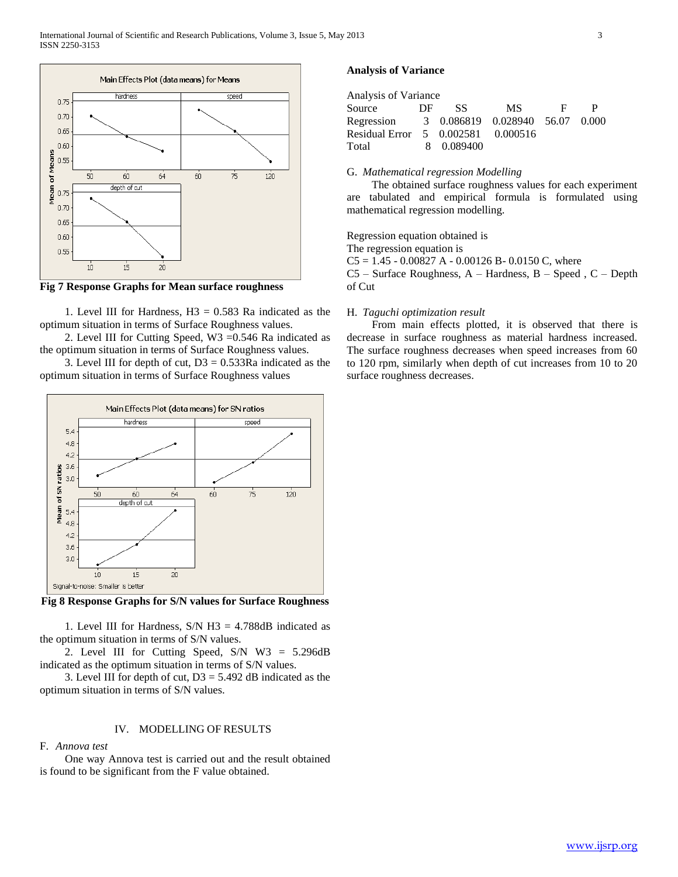Fig 7 Response Graphs for Mean surface roughness

1. Level III for Hardness, H3 = 0.583 Ra indicated as the optimum situation in terms of Surface Roughness values.

2. Level III for Cutting Speed, W3 =0.546 Ra indicated as the optimum situation in terms of Surface Roughness values.

3. Level III for depth of cut, D3 = 0.533Ra indicated as the optimum situation in terms of Surface Roughness values

Fig 8 Response Graphs for S/N values for Surface Roughness

1. Level III for Hardness, S/N H3 = 4.788dB indicated as the optimum situation in terms of S/N values.

2. Level III for Cutting Speed, S/N W3 = 5.296dB indicated as the optimum situation in terms of S/N values.

3. Level III for depth of cut, D3 = 5.492 dB indicated as the optimum situation in terms of S/N values.

## IV. MODELLING OF RESULTS

### F. *Annova test*

One way Annova test is carried out and the result obtained is found to be significant from the F value obtained.

**Analysis of Variance**

Analysis of Variance

| Source | DF | SS | MS | F | P |
|---|---|---|---|---|---|
| Regression | 3 | 0.086819 | 0.028940 | 56.07 | 0.000 |
| Residual Error | 5 | 0.002581 | 0.000516 | | |
| Total | 8 | 0.089400 | | | |

### G. *Mathematical regression Modelling*

The obtained surface roughness values for each experiment are tabulated and empirical formula is formulated using mathematical regression modelling.

Regression equation obtained is

The regression equation is

C5 = 1.45 - 0.00827 A - 0.00126 B- 0.0150 C, where

C5 – Surface Roughness, A – Hardness, B – Speed , C – Depth of Cut

### H. *Taguchi optimization result*

From main effects plotted, it is observed that there is decrease in surface roughness as material hardness increased. The surface roughness decreases when speed increases from 60 to 120 rpm, similarly when depth of cut increases from 10 to 20 surface roughness decreases.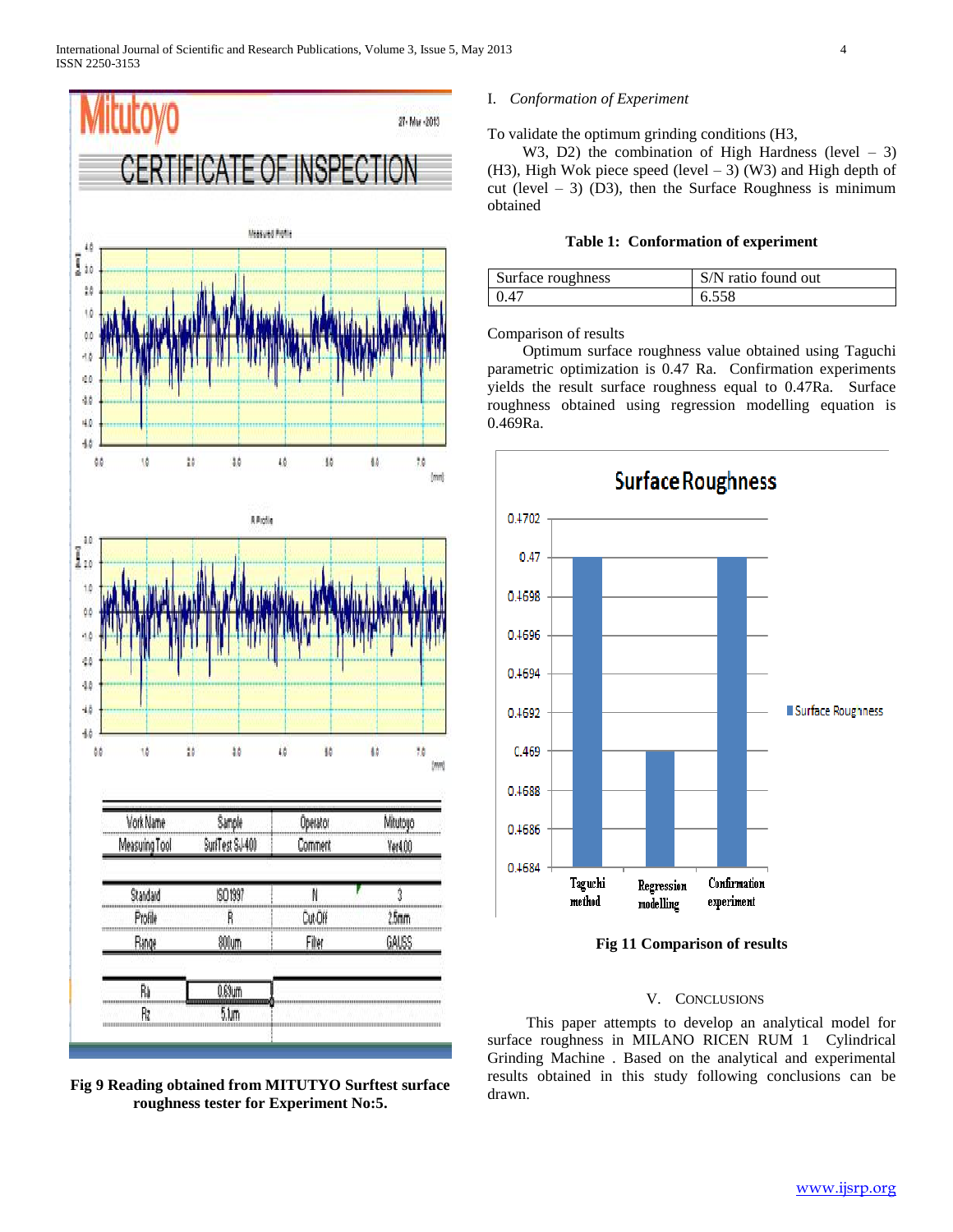Fig 9 Reading obtained from MITUTYO Surftest surface roughness tester for Experiment No:5.

## I. *Conformation of Experiment*

To validate the optimum grinding conditions (H3, W3, D2) the combination of High Hardness (level – 3) (H3), High Wok piece speed (level – 3) (W3) and High depth of cut (level – 3) (D3), then the Surface Roughness is minimum obtained

**Table 1: Conformation of experiment**

| Surface roughness | S/N ratio found out |
|---|---|
| 0.47 | 6.558 |

Comparison of results

Optimum surface roughness value obtained using Taguchi parametric optimization is 0.47 Ra. Confirmation experiments yields the result surface roughness equal to 0.47Ra. Surface roughness obtained using regression modelling equation is 0.469Ra.

**Fig 11 Comparison of results**

## V. CONCLUSIONS

This paper attempts to develop an analytical model for surface roughness in MILANO RICEN RUM 1 Cylindrical Grinding Machine . Based on the analytical and experimental results obtained in this study following conclusions can be drawn.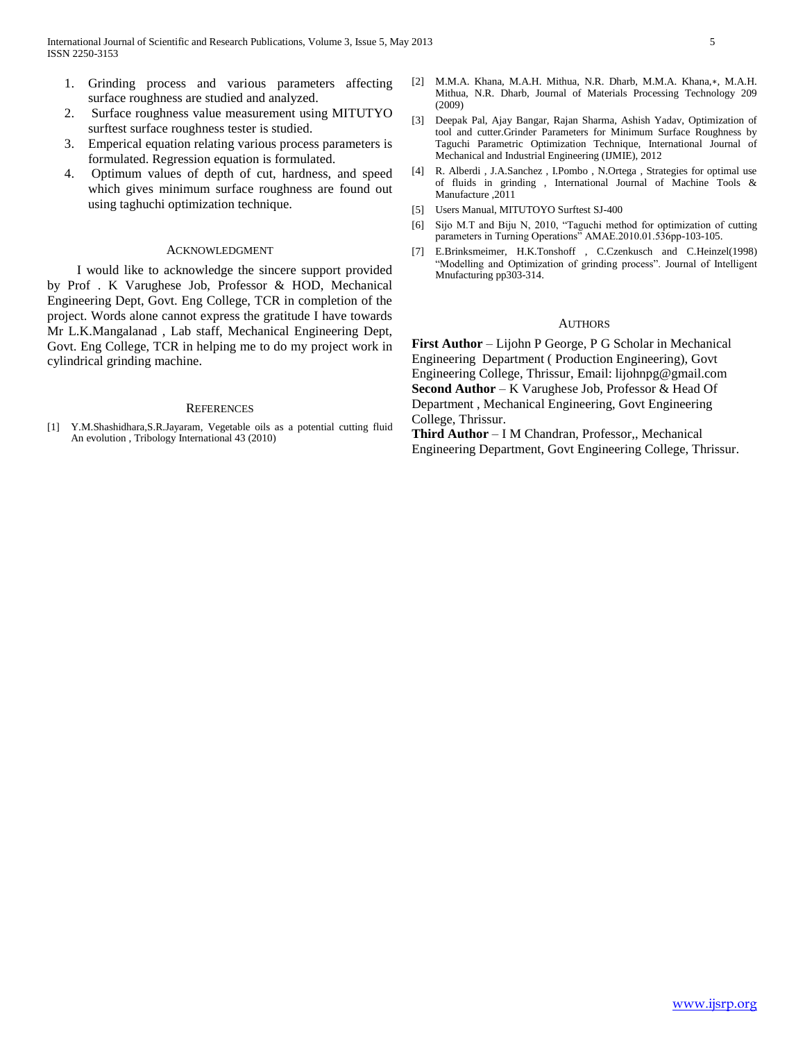1. Grinding process and various parameters affecting surface roughness are studied and analyzed.
2. Surface roughness value measurement using MITUTYO surftest surface roughness tester is studied.
3. Emperical equation relating various process parameters is formulated. Regression equation is formulated.
4. Optimum values of depth of cut, hardness, and speed which gives minimum surface roughness are found out using taghuchi optimization technique.

## ACKNOWLEDGMENT

I would like to acknowledge the sincere support provided by Prof . K Varughese Job, Professor & HOD, Mechanical Engineering Dept, Govt. Eng College, TCR in completion of the project. Words alone cannot express the gratitude I have towards Mr L.K.Mangalanad , Lab staff, Mechanical Engineering Dept, Govt. Eng College, TCR in helping me to do my project work in cylindrical grinding machine.

## REFERENCES

[1] Y.M.Shashidhara,S.R.Jayaram, Vegetable oils as a potential cutting fluid An evolution , Tribology International 43 (2010)

[2] M.M.A. Khana, M.A.H. Mithua, N.R. Dharb, M.M.A. Khana,∗, M.A.H. Mithua, N.R. Dharb, Journal of Materials Processing Technology 209 (2009)

[3] Deepak Pal, Ajay Bangar, Rajan Sharma, Ashish Yadav, Optimization of tool and cutter.Grinder Parameters for Minimum Surface Roughness by Taguchi Parametric Optimization Technique, International Journal of Mechanical and Industrial Engineering (IJMIE), 2012

[4] R. Alberdi , J.A.Sanchez , I.Pombo , N.Ortega , Strategies for optimal use of fluids in grinding , International Journal of Machine Tools & Manufacture ,2011

[5] Users Manual, MITUTOYO Surftest SJ-400

[6] Sijo M.T and Biju N, 2010, "Taguchi method for optimization of cutting parameters in Turning Operations" AMAE.2010.01.536pp-103-105.

[7] E.Brinksmeimer, H.K.Tonshoff , C.Czenkusch and C.Heinzel(1998) "Modelling and Optimization of grinding process". Journal of Intelligent Mnufacturing pp303-314.

## AUTHORS

**First Author** – Lijohn P George, P G Scholar in Mechanical Engineering Department ( Production Engineering), Govt Engineering College, Thrissur, Email: lijohnpg@gmail.com

**Second Author** – K Varughese Job, Professor & Head Of Department , Mechanical Engineering, Govt Engineering College, Thrissur.

**Third Author** – I M Chandran, Professor,, Mechanical Engineering Department, Govt Engineering College, Thrissur.